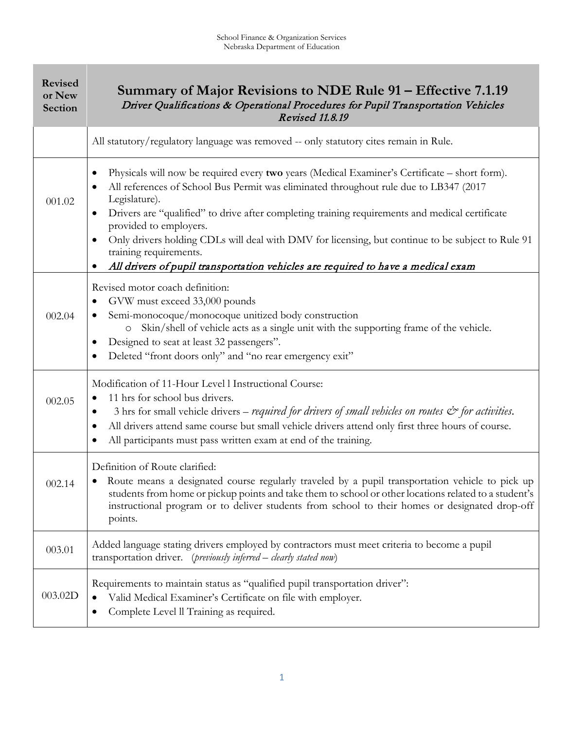School Finance & Organization Services
Nebraska Department of Education

| Revised or New Section | **Summary of Major Revisions to NDE Rule 91 – Effective 7.1.19**<br>*Driver Qualifications & Operational Procedures for Pupil Transportation Vehicles*<br>*Revised 11.8.19* |
|---|---|
| | All statutory/regulatory language was removed -- only statutory cites remain in Rule. |
| 001.02 | • Physicals will now be required every **two** years (Medical Examiner's Certificate – short form).<br>• All references of School Bus Permit was eliminated throughout rule due to LB347 (2017 Legislature).<br>• Drivers are "qualified" to drive after completing training requirements and medical certificate provided to employers.<br>• Only drivers holding CDLs will deal with DMV for licensing, but continue to be subject to Rule 91 training requirements.<br>• ***All drivers of pupil transportation vehicles are required to have a medical exam*** |
| 002.04 | Revised motor coach definition:<br>• GVW must exceed 33,000 pounds<br>• Semi-monocoque/monocoque unitized body construction<br>&nbsp;&nbsp;&nbsp;&nbsp;o Skin/shell of vehicle acts as a single unit with the supporting frame of the vehicle.<br>• Designed to seat at least 32 passengers".<br>• Deleted "front doors only" and "no rear emergency exit" |
| 002.05 | Modification of 11-Hour Level l Instructional Course:<br>• 11 hrs for school bus drivers.<br>• 3 hrs for small vehicle drivers – *required for drivers of small vehicles on routes & for activities.*<br>• All drivers attend same course but small vehicle drivers attend only first three hours of course.<br>• All participants must pass written exam at end of the training. |
| 002.14 | Definition of Route clarified:<br>• Route means a designated course regularly traveled by a pupil transportation vehicle to pick up students from home or pickup points and take them to school or other locations related to a student's instructional program or to deliver students from school to their homes or designated drop-off points. |
| 003.01 | Added language stating drivers employed by contractors must meet criteria to become a pupil transportation driver. (*previously inferred – clearly stated now*) |
| 003.02D | Requirements to maintain status as "qualified pupil transportation driver":<br>• Valid Medical Examiner's Certificate on file with employer.<br>• Complete Level ll Training as required. |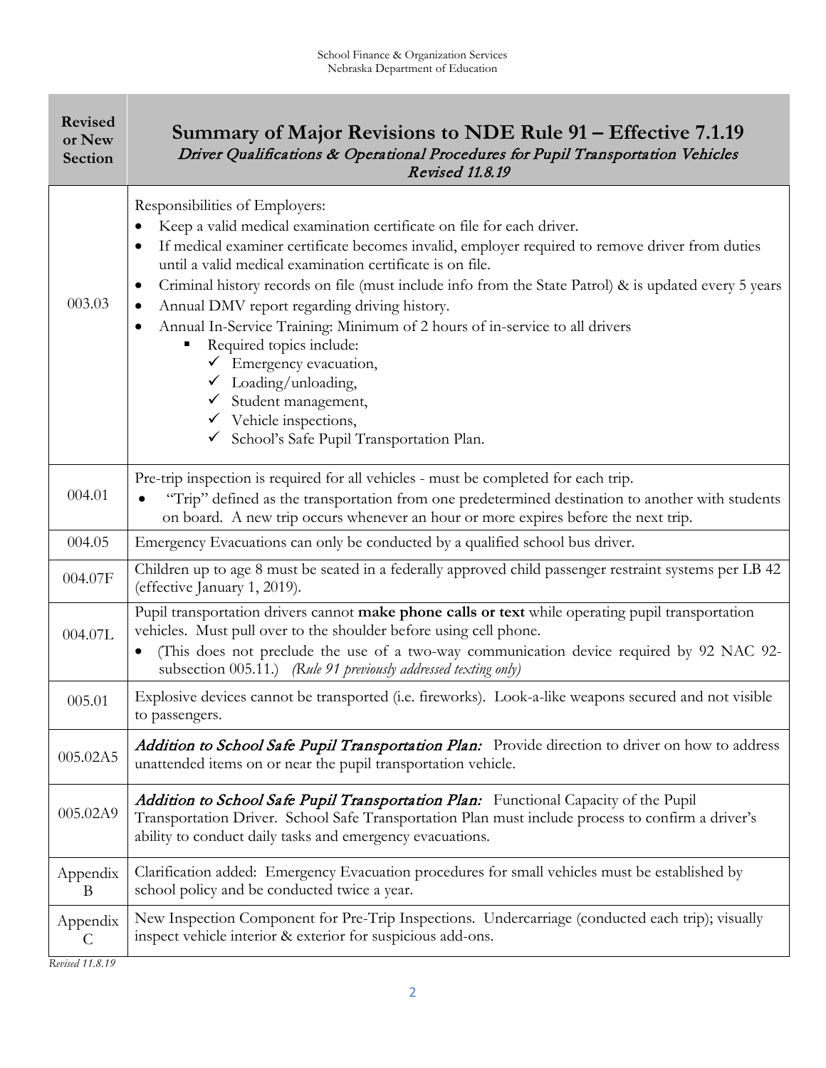School Finance & Organization Services
Nebraska Department of Education

| Revised or New Section | **Summary of Major Revisions to NDE Rule 91 – Effective 7.1.19**<br>*Driver Qualifications & Operational Procedures for Pupil Transportation Vehicles*<br>*Revised 11.8.19* |
|---|---|
| 003.03 | Responsibilities of Employers:<br>• Keep a valid medical examination certificate on file for each driver.<br>• If medical examiner certificate becomes invalid, employer required to remove driver from duties until a valid medical examination certificate is on file.<br>• Criminal history records on file (must include info from the State Patrol) & is updated every 5 years<br>• Annual DMV report regarding driving history.<br>• Annual In-Service Training: Minimum of 2 hours of in-service to all drivers<br>&nbsp;&nbsp;▪ Required topics include:<br>&nbsp;&nbsp;&nbsp;&nbsp;✓ Emergency evacuation,<br>&nbsp;&nbsp;&nbsp;&nbsp;✓ Loading/unloading,<br>&nbsp;&nbsp;&nbsp;&nbsp;✓ Student management,<br>&nbsp;&nbsp;&nbsp;&nbsp;✓ Vehicle inspections,<br>&nbsp;&nbsp;&nbsp;&nbsp;✓ School's Safe Pupil Transportation Plan. |
| 004.01 | Pre-trip inspection is required for all vehicles - must be completed for each trip.<br>• "Trip" defined as the transportation from one predetermined destination to another with students on board. A new trip occurs whenever an hour or more expires before the next trip. |
| 004.05 | Emergency Evacuations can only be conducted by a qualified school bus driver. |
| 004.07F | Children up to age 8 must be seated in a federally approved child passenger restraint systems per LB 42 (effective January 1, 2019). |
| 004.07L | Pupil transportation drivers cannot **make phone calls or text** while operating pupil transportation vehicles. Must pull over to the shoulder before using cell phone.<br>• (This does not preclude the use of a two-way communication device required by 92 NAC 92-subsection 005.11.) *(Rule 91 previously addressed texting only)* |
| 005.01 | Explosive devices cannot be transported (i.e. fireworks). Look-a-like weapons secured and not visible to passengers. |
| 005.02A5 | ***Addition to School Safe Pupil Transportation Plan:*** Provide direction to driver on how to address unattended items on or near the pupil transportation vehicle. |
| 005.02A9 | ***Addition to School Safe Pupil Transportation Plan:*** Functional Capacity of the Pupil Transportation Driver. School Safe Transportation Plan must include process to confirm a driver's ability to conduct daily tasks and emergency evacuations. |
| Appendix B | Clarification added: Emergency Evacuation procedures for small vehicles must be established by school policy and be conducted twice a year. |
| Appendix C | New Inspection Component for Pre-Trip Inspections. Undercarriage (conducted each trip); visually inspect vehicle interior & exterior for suspicious add-ons. |

*Revised 11.8.19*